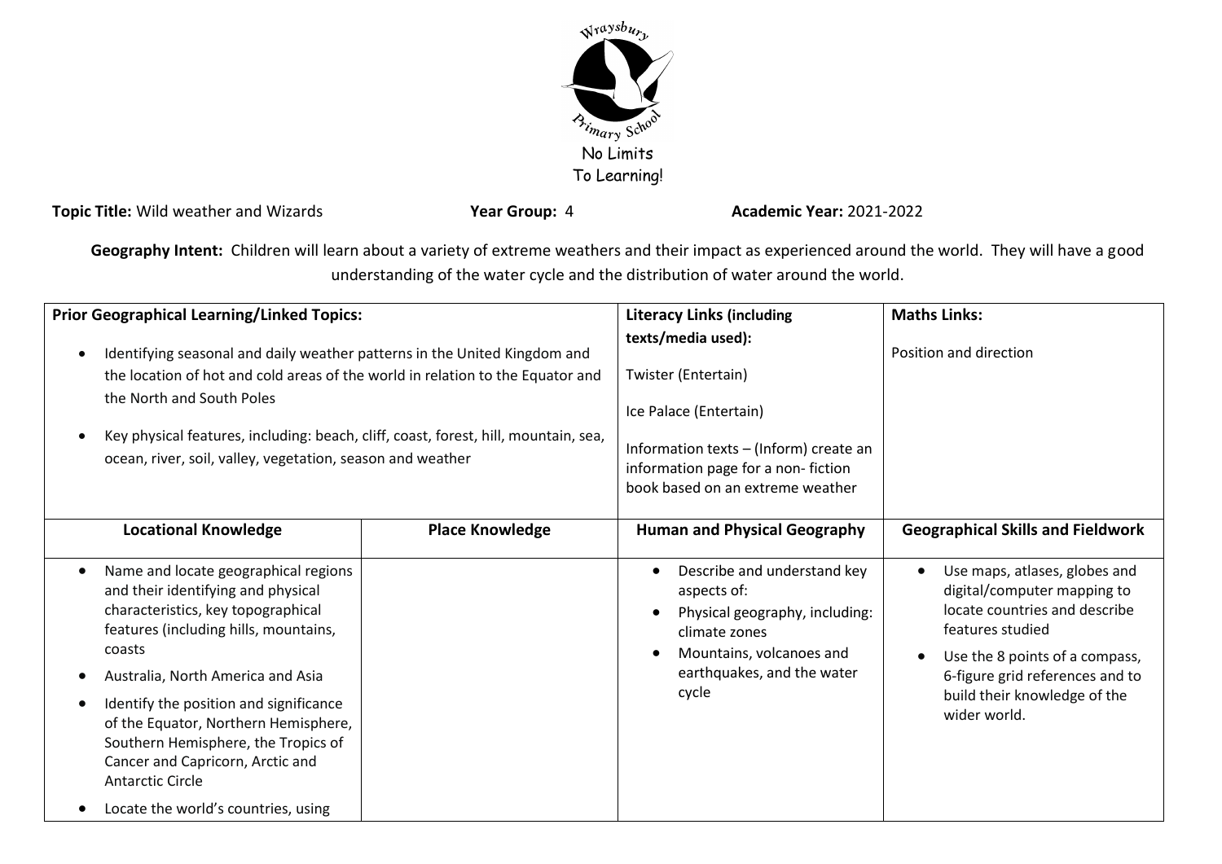Wraysbury Primary School

No Limits To Learning!

**Topic Title:** Wild weather and Wizards **Year Group:** 4 **Academic Year:** 2021-2022

**Geography Intent:** Children will learn about a variety of extreme weathers and their impact as experienced around the world. They will have a good understanding of the water cycle and the distribution of water around the world.

| **Prior Geographical Learning/Linked Topics:** | | **Literacy Links (including texts/media used):** | **Maths Links:** |
|---|---|---|---|
| • Identifying seasonal and daily weather patterns in the United Kingdom and the location of hot and cold areas of the world in relation to the Equator and the North and South Poles<br>• Key physical features, including: beach, cliff, coast, forest, hill, mountain, sea, ocean, river, soil, valley, vegetation, season and weather | | Twister (Entertain)<br><br>Ice Palace (Entertain)<br><br>Information texts – (Inform) create an information page for a non- fiction book based on an extreme weather | Position and direction |
| **Locational Knowledge** | **Place Knowledge** | **Human and Physical Geography** | **Geographical Skills and Fieldwork** |
| • Name and locate geographical regions and their identifying and physical characteristics, key topographical features (including hills, mountains, coasts<br>• Australia, North America and Asia<br>• Identify the position and significance of the Equator, Northern Hemisphere, Southern Hemisphere, the Tropics of Cancer and Capricorn, Arctic and Antarctic Circle<br>• Locate the world's countries, using | | • Describe and understand key aspects of:<br>• Physical geography, including: climate zones<br>• Mountains, volcanoes and earthquakes, and the water cycle | • Use maps, atlases, globes and digital/computer mapping to locate countries and describe features studied<br>• Use the 8 points of a compass, 6-figure grid references and to build their knowledge of the wider world. |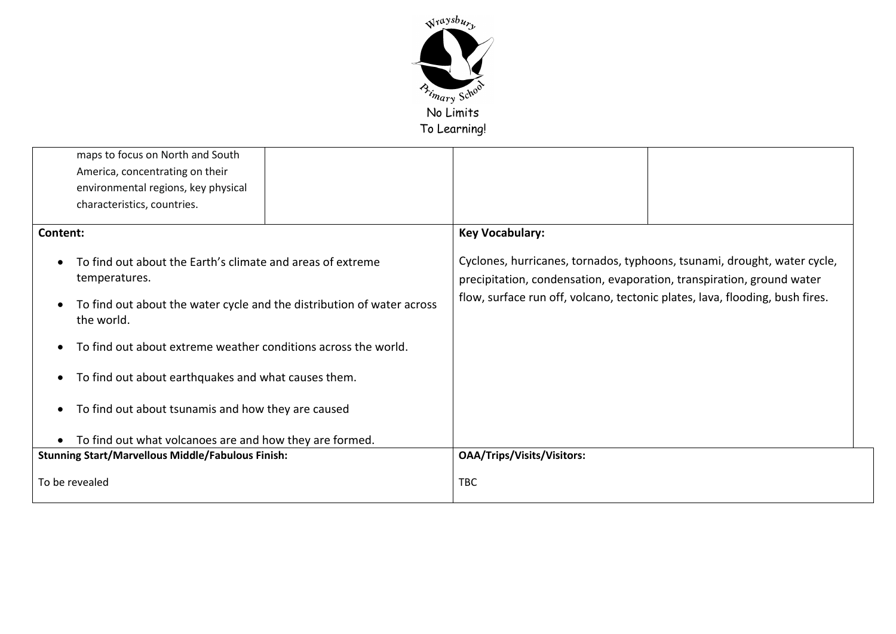Wraysbury Primary School

No Limits To Learning!

| | | | |
|---|---|---|---|
| maps to focus on North and South America, concentrating on their environmental regions, key physical characteristics, countries. | | | |

**Content:**

- To find out about the Earth's climate and areas of extreme temperatures.
- To find out about the water cycle and the distribution of water across the world.
- To find out about extreme weather conditions across the world.
- To find out about earthquakes and what causes them.
- To find out about tsunamis and how they are caused
- To find out what volcanoes are and how they are formed.

**Key Vocabulary:**

Cyclones, hurricanes, tornados, typhoons, tsunami, drought, water cycle, precipitation, condensation, evaporation, transpiration, ground water flow, surface run off, volcano, tectonic plates, lava, flooding, bush fires.

**Stunning Start/Marvellous Middle/Fabulous Finish:**

To be revealed

**OAA/Trips/Visits/Visitors:**

TBC